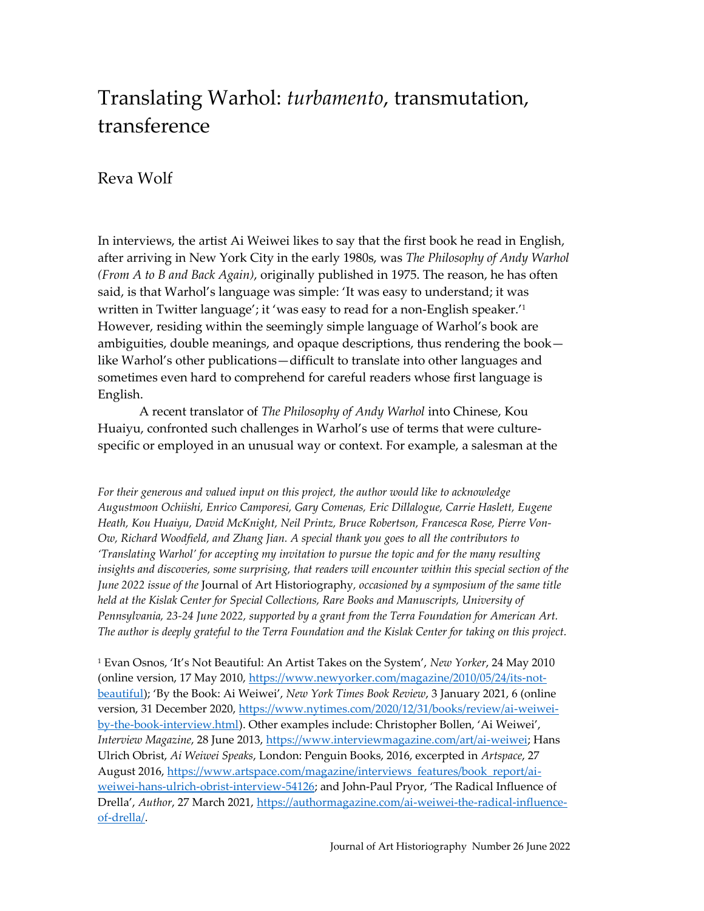# Translating Warhol: *turbamento*, transmutation, transference

Reva Wolf

In interviews, the artist Ai Weiwei likes to say that the first book he read in English, after arriving in New York City in the early 1980s, was *The Philosophy of Andy Warhol (From A to B and Back Again)*, originally published in 1975. The reason, he has often said, is that Warhol's language was simple: 'It was easy to understand; it was written in Twitter language'; it 'was easy to read for a non-English speaker.'[1] However, residing within the seemingly simple language of Warhol's book are ambiguities, double meanings, and opaque descriptions, thus rendering the book—like Warhol's other publications—difficult to translate into other languages and sometimes even hard to comprehend for careful readers whose first language is English.

A recent translator of *The Philosophy of Andy Warhol* into Chinese, Kou Huaiyu, confronted such challenges in Warhol's use of terms that were culture-specific or employed in an unusual way or context. For example, a salesman at the

*For their generous and valued input on this project, the author would like to acknowledge Augustmoon Ochiishi, Enrico Camporesi, Gary Comenas, Eric Dillalogue, Carrie Haslett, Eugene Heath, Kou Huaiyu, David McKnight, Neil Printz, Bruce Robertson, Francesca Rose, Pierre Von-Ow, Richard Woodfield, and Zhang Jian. A special thank you goes to all the contributors to 'Translating Warhol' for accepting my invitation to pursue the topic and for the many resulting insights and discoveries, some surprising, that readers will encounter within this special section of the June 2022 issue of the* Journal of Art Historiography*, occasioned by a symposium of the same title held at the Kislak Center for Special Collections, Rare Books and Manuscripts, University of Pennsylvania, 23-24 June 2022, supported by a grant from the Terra Foundation for American Art. The author is deeply grateful to the Terra Foundation and the Kislak Center for taking on this project.*

[1] Evan Osnos, 'It's Not Beautiful: An Artist Takes on the System', *New Yorker*, 24 May 2010 (online version, 17 May 2010, https://www.newyorker.com/magazine/2010/05/24/its-not-beautiful); 'By the Book: Ai Weiwei', *New York Times Book Review*, 3 January 2021, 6 (online version, 31 December 2020, https://www.nytimes.com/2020/12/31/books/review/ai-weiwei-by-the-book-interview.html). Other examples include: Christopher Bollen, 'Ai Weiwei', *Interview Magazine*, 28 June 2013, https://www.interviewmagazine.com/art/ai-weiwei; Hans Ulrich Obrist, *Ai Weiwei Speaks*, London: Penguin Books, 2016, excerpted in *Artspace*, 27 August 2016, https://www.artspace.com/magazine/interviews_features/book_report/ai-weiwei-hans-ulrich-obrist-interview-54126; and John-Paul Pryor, 'The Radical Influence of Drella', *Author*, 27 March 2021, https://authormagazine.com/ai-weiwei-the-radical-influence-of-drella/.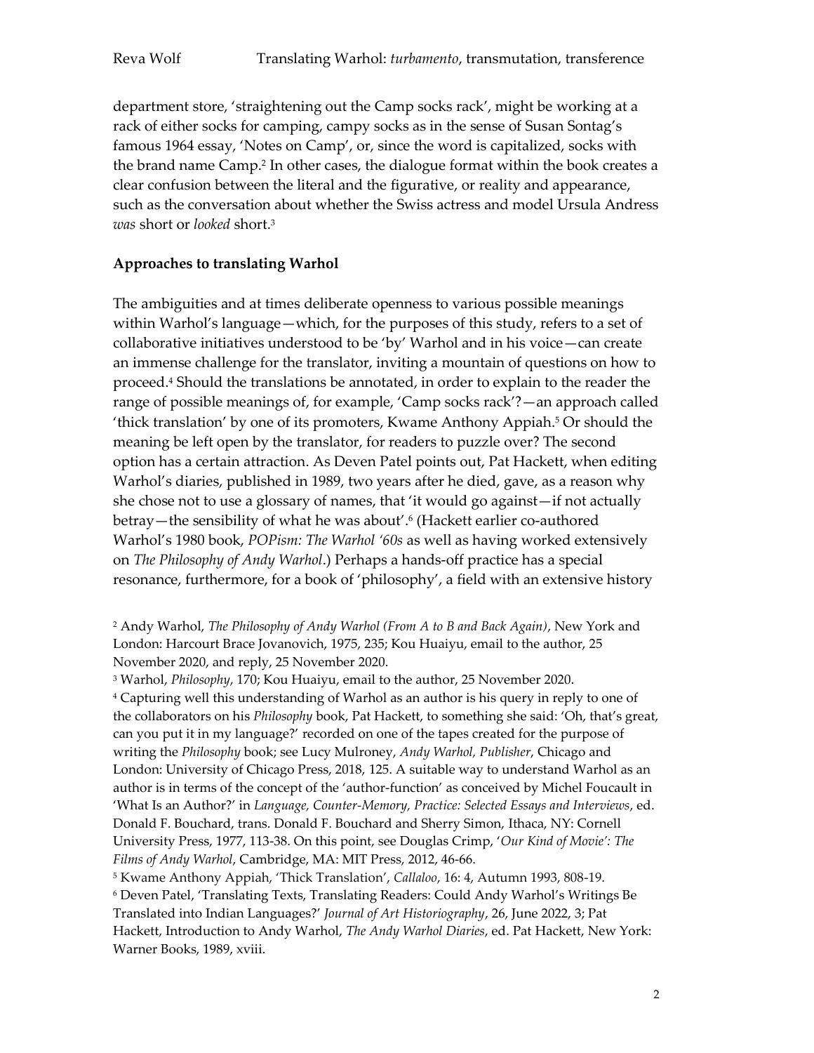department store, 'straightening out the Camp socks rack', might be working at a rack of either socks for camping, campy socks as in the sense of Susan Sontag's famous 1964 essay, 'Notes on Camp', or, since the word is capitalized, socks with the brand name Camp.[2] In other cases, the dialogue format within the book creates a clear confusion between the literal and the figurative, or reality and appearance, such as the conversation about whether the Swiss actress and model Ursula Andress *was* short or *looked* short.[3]

## Approaches to translating Warhol

The ambiguities and at times deliberate openness to various possible meanings within Warhol's language—which, for the purposes of this study, refers to a set of collaborative initiatives understood to be 'by' Warhol and in his voice—can create an immense challenge for the translator, inviting a mountain of questions on how to proceed.[4] Should the translations be annotated, in order to explain to the reader the range of possible meanings of, for example, 'Camp socks rack'?—an approach called 'thick translation' by one of its promoters, Kwame Anthony Appiah.[5] Or should the meaning be left open by the translator, for readers to puzzle over? The second option has a certain attraction. As Deven Patel points out, Pat Hackett, when editing Warhol's diaries, published in 1989, two years after he died, gave, as a reason why she chose not to use a glossary of names, that 'it would go against—if not actually betray—the sensibility of what he was about'.[6] (Hackett earlier co-authored Warhol's 1980 book, *POPism: The Warhol '60s* as well as having worked extensively on *The Philosophy of Andy Warhol*.) Perhaps a hands-off practice has a special resonance, furthermore, for a book of 'philosophy', a field with an extensive history

[2] Andy Warhol, *The Philosophy of Andy Warhol (From A to B and Back Again)*, New York and London: Harcourt Brace Jovanovich, 1975, 235; Kou Huaiyu, email to the author, 25 November 2020, and reply, 25 November 2020.

[3] Warhol, *Philosophy*, 170; Kou Huaiyu, email to the author, 25 November 2020.

[4] Capturing well this understanding of Warhol as an author is his query in reply to one of the collaborators on his *Philosophy* book, Pat Hackett, to something she said: 'Oh, that's great, can you put it in my language?' recorded on one of the tapes created for the purpose of writing the *Philosophy* book; see Lucy Mulroney, *Andy Warhol, Publisher*, Chicago and London: University of Chicago Press, 2018, 125. A suitable way to understand Warhol as an author is in terms of the concept of the 'author-function' as conceived by Michel Foucault in 'What Is an Author?' in *Language, Counter-Memory, Practice: Selected Essays and Interviews*, ed. Donald F. Bouchard, trans. Donald F. Bouchard and Sherry Simon, Ithaca, NY: Cornell University Press, 1977, 113-38. On this point, see Douglas Crimp, '*Our Kind of Movie': The Films of Andy Warhol*, Cambridge, MA: MIT Press, 2012, 46-66.

[5] Kwame Anthony Appiah, 'Thick Translation', *Callaloo*, 16: 4, Autumn 1993, 808-19.

[6] Deven Patel, 'Translating Texts, Translating Readers: Could Andy Warhol's Writings Be Translated into Indian Languages?' *Journal of Art Historiography*, 26, June 2022, 3; Pat Hackett, Introduction to Andy Warhol, *The Andy Warhol Diaries*, ed. Pat Hackett, New York: Warner Books, 1989, xviii.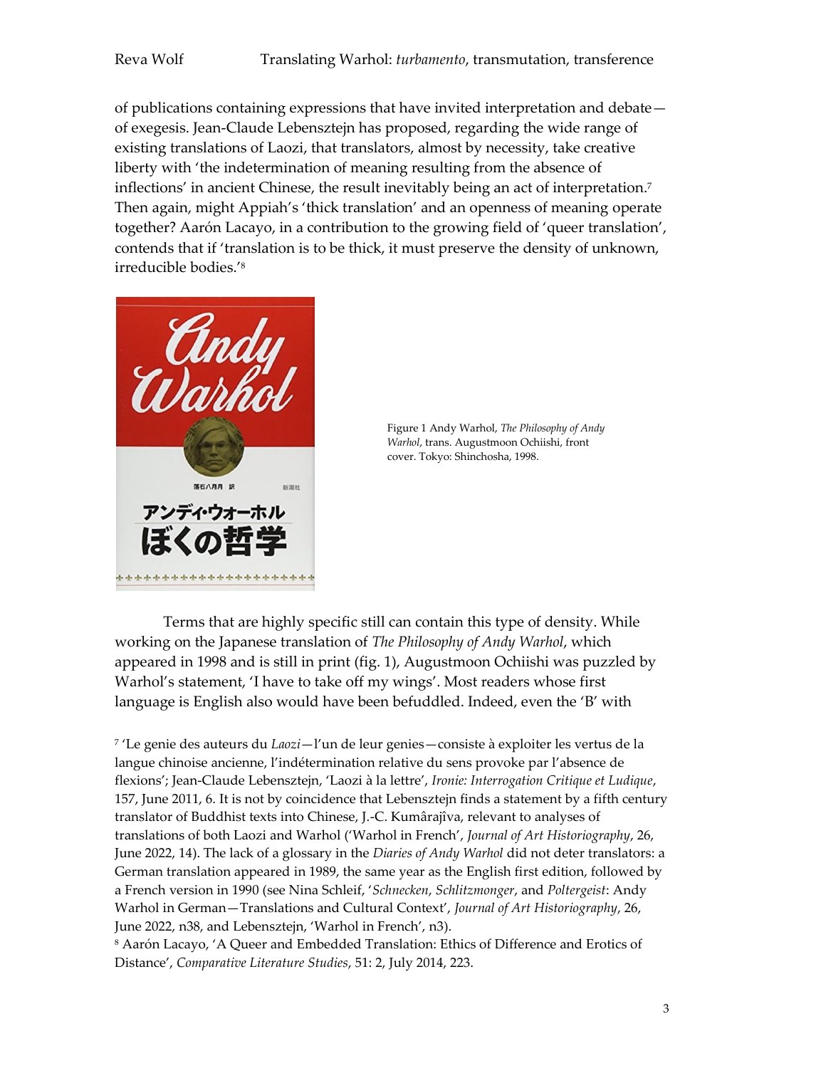of publications containing expressions that have invited interpretation and debate—of exegesis. Jean-Claude Lebensztejn has proposed, regarding the wide range of existing translations of Laozi, that translators, almost by necessity, take creative liberty with 'the indetermination of meaning resulting from the absence of inflections' in ancient Chinese, the result inevitably being an act of interpretation.[7] Then again, might Appiah's 'thick translation' and an openness of meaning operate together? Aarón Lacayo, in a contribution to the growing field of 'queer translation', contends that if 'translation is to be thick, it must preserve the density of unknown, irreducible bodies.'[8]

Figure 1 Andy Warhol, *The Philosophy of Andy Warhol*, trans. Augustmoon Ochiishi, front cover. Tokyo: Shinchosha, 1998.

Terms that are highly specific still can contain this type of density. While working on the Japanese translation of *The Philosophy of Andy Warhol*, which appeared in 1998 and is still in print (fig. 1), Augustmoon Ochiishi was puzzled by Warhol's statement, 'I have to take off my wings'. Most readers whose first language is English also would have been befuddled. Indeed, even the 'B' with

[7] 'Le genie des auteurs du *Laozi*—l'un de leur genies—consiste à exploiter les vertus de la langue chinoise ancienne, l'indétermination relative du sens provoke par l'absence de flexions'; Jean-Claude Lebensztejn, 'Laozi à la lettre', *Ironie: Interrogation Critique et Ludique*, 157, June 2011, 6. It is not by coincidence that Lebensztejn finds a statement by a fifth century translator of Buddhist texts into Chinese, J.-C. Kumârajîva, relevant to analyses of translations of both Laozi and Warhol ('Warhol in French', *Journal of Art Historiography*, 26, June 2022, 14). The lack of a glossary in the *Diaries of Andy Warhol* did not deter translators: a German translation appeared in 1989, the same year as the English first edition, followed by a French version in 1990 (see Nina Schleif, '*Schnecken*, *Schlitzmonger*, and *Poltergeist*: Andy Warhol in German—Translations and Cultural Context', *Journal of Art Historiography*, 26, June 2022, n38, and Lebensztejn, 'Warhol in French', n3).

[8] Aarón Lacayo, 'A Queer and Embedded Translation: Ethics of Difference and Erotics of Distance', *Comparative Literature Studies*, 51: 2, July 2014, 223.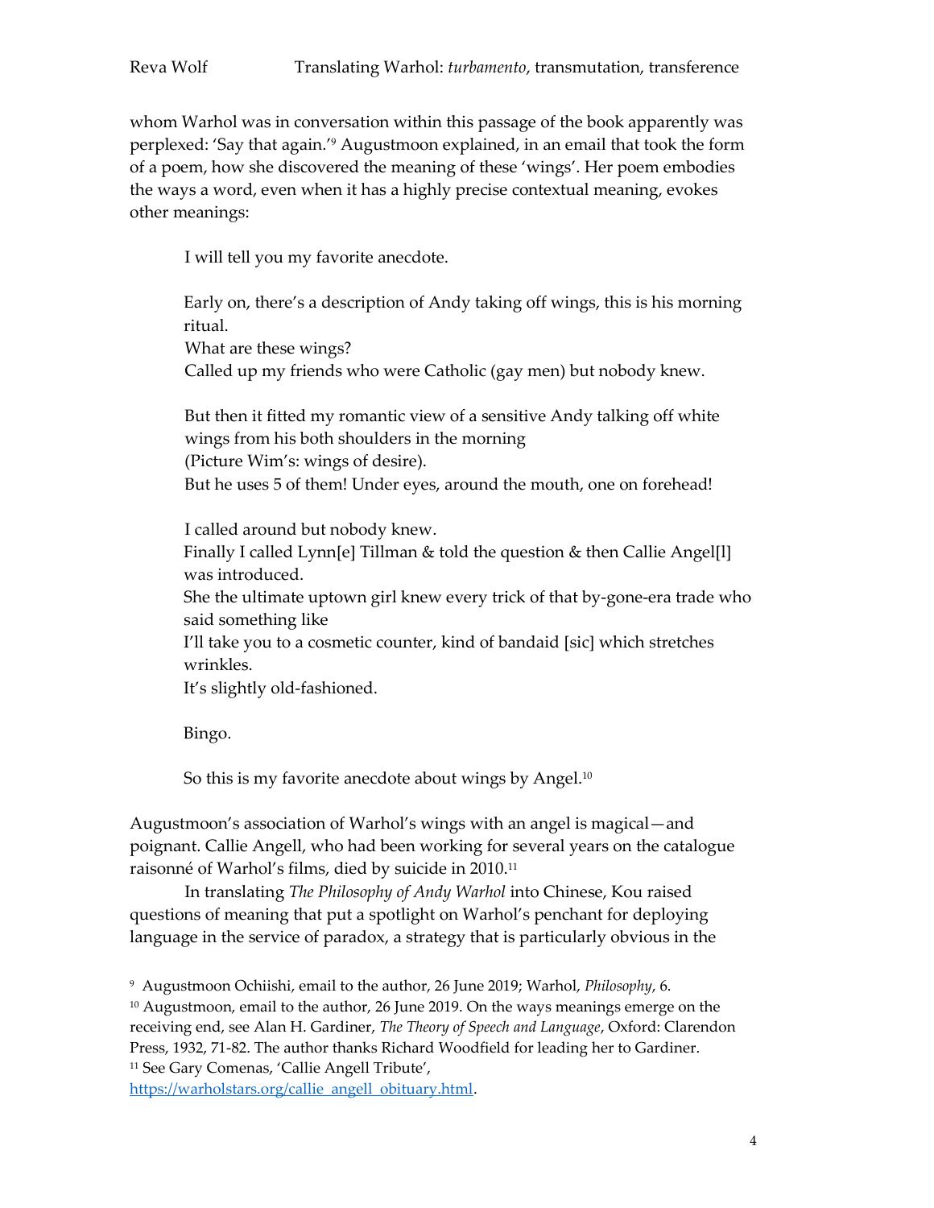whom Warhol was in conversation within this passage of the book apparently was perplexed: 'Say that again.'[9] Augustmoon explained, in an email that took the form of a poem, how she discovered the meaning of these 'wings'. Her poem embodies the ways a word, even when it has a highly precise contextual meaning, evokes other meanings:

> I will tell you my favorite anecdote.
>
> Early on, there's a description of Andy taking off wings, this is his morning ritual.
> What are these wings?
> Called up my friends who were Catholic (gay men) but nobody knew.
>
> But then it fitted my romantic view of a sensitive Andy talking off white wings from his both shoulders in the morning
> (Picture Wim's: wings of desire).
> But he uses 5 of them! Under eyes, around the mouth, one on forehead!
>
> I called around but nobody knew.
> Finally I called Lynn[e] Tillman & told the question & then Callie Angel[l] was introduced.
> She the ultimate uptown girl knew every trick of that by-gone-era trade who said something like
> I'll take you to a cosmetic counter, kind of bandaid [sic] which stretches wrinkles.
> It's slightly old-fashioned.
>
> Bingo.
>
> So this is my favorite anecdote about wings by Angel.[10]

Augustmoon's association of Warhol's wings with an angel is magical—and poignant. Callie Angell, who had been working for several years on the catalogue raisonné of Warhol's films, died by suicide in 2010.[11]

In translating *The Philosophy of Andy Warhol* into Chinese, Kou raised questions of meaning that put a spotlight on Warhol's penchant for deploying language in the service of paradox, a strategy that is particularly obvious in the

---

[9] Augustmoon Ochiishi, email to the author, 26 June 2019; Warhol, *Philosophy*, 6.

[10] Augustmoon, email to the author, 26 June 2019. On the ways meanings emerge on the receiving end, see Alan H. Gardiner, *The Theory of Speech and Language*, Oxford: Clarendon Press, 1932, 71-82. The author thanks Richard Woodfield for leading her to Gardiner.

[11] See Gary Comenas, 'Callie Angell Tribute', https://warholstars.org/callie_angell_obituary.html.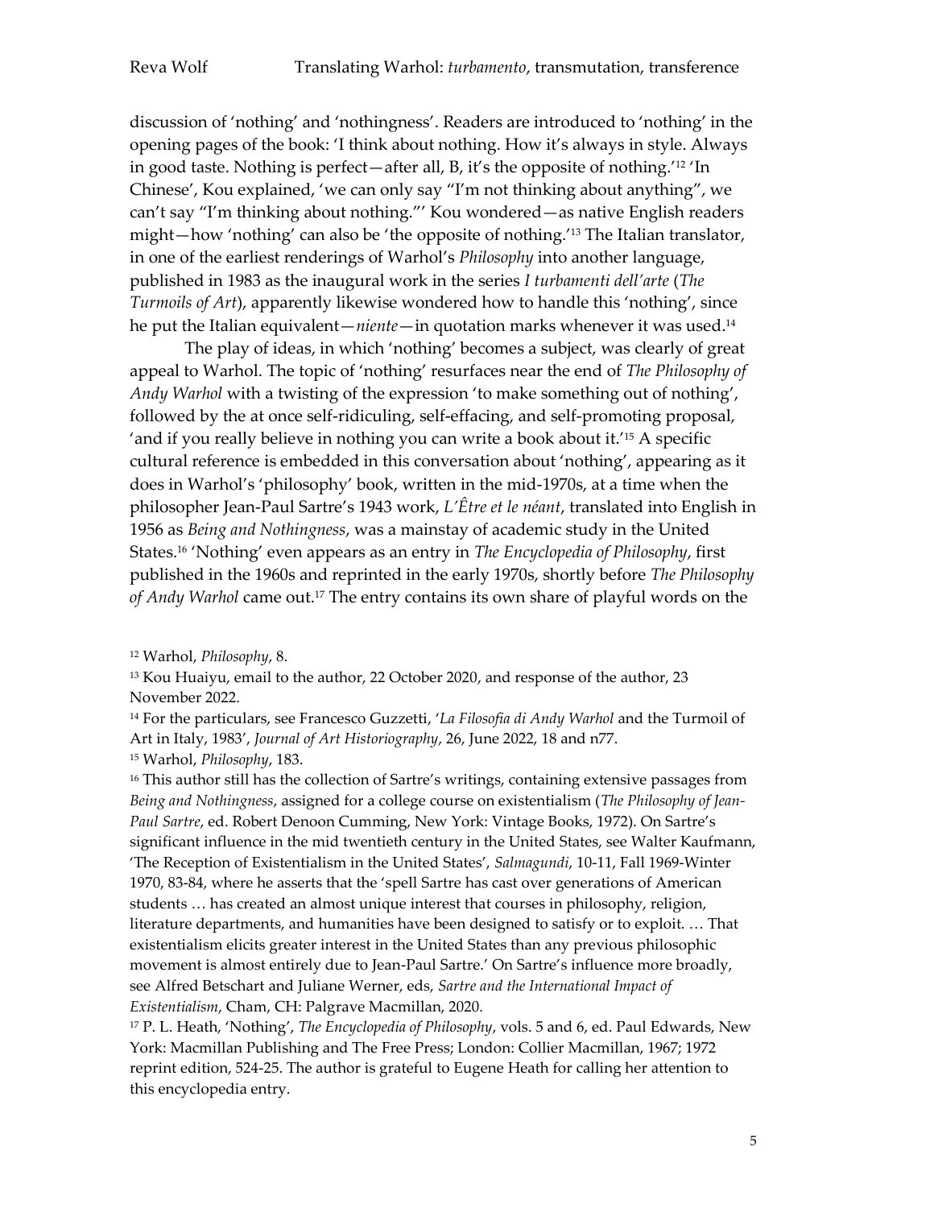discussion of 'nothing' and 'nothingness'. Readers are introduced to 'nothing' in the opening pages of the book: 'I think about nothing. How it's always in style. Always in good taste. Nothing is perfect—after all, B, it's the opposite of nothing.'[12] 'In Chinese', Kou explained, 'we can only say "I'm not thinking about anything", we can't say "I'm thinking about nothing."' Kou wondered—as native English readers might—how 'nothing' can also be 'the opposite of nothing.'[13] The Italian translator, in one of the earliest renderings of Warhol's *Philosophy* into another language, published in 1983 as the inaugural work in the series *I turbamenti dell'arte* (*The Turmoils of Art*), apparently likewise wondered how to handle this 'nothing', since he put the Italian equivalent—*niente*—in quotation marks whenever it was used.[14]

The play of ideas, in which 'nothing' becomes a subject, was clearly of great appeal to Warhol. The topic of 'nothing' resurfaces near the end of *The Philosophy of Andy Warhol* with a twisting of the expression 'to make something out of nothing', followed by the at once self-ridiculing, self-effacing, and self-promoting proposal, 'and if you really believe in nothing you can write a book about it.'[15] A specific cultural reference is embedded in this conversation about 'nothing', appearing as it does in Warhol's 'philosophy' book, written in the mid-1970s, at a time when the philosopher Jean-Paul Sartre's 1943 work, *L'Être et le néant*, translated into English in 1956 as *Being and Nothingness*, was a mainstay of academic study in the United States.[16] 'Nothing' even appears as an entry in *The Encyclopedia of Philosophy*, first published in the 1960s and reprinted in the early 1970s, shortly before *The Philosophy of Andy Warhol* came out.[17] The entry contains its own share of playful words on the

[12] Warhol, *Philosophy*, 8.

[13] Kou Huaiyu, email to the author, 22 October 2020, and response of the author, 23 November 2022.

[14] For the particulars, see Francesco Guzzetti, '*La Filosofia di Andy Warhol* and the Turmoil of Art in Italy, 1983', *Journal of Art Historiography*, 26, June 2022, 18 and n77.

[15] Warhol, *Philosophy*, 183.

[16] This author still has the collection of Sartre's writings, containing extensive passages from *Being and Nothingness*, assigned for a college course on existentialism (*The Philosophy of Jean-Paul Sartre*, ed. Robert Denoon Cumming, New York: Vintage Books, 1972). On Sartre's significant influence in the mid twentieth century in the United States, see Walter Kaufmann, 'The Reception of Existentialism in the United States', *Salmagundi*, 10-11, Fall 1969-Winter 1970, 83-84, where he asserts that the 'spell Sartre has cast over generations of American students … has created an almost unique interest that courses in philosophy, religion, literature departments, and humanities have been designed to satisfy or to exploit. … That existentialism elicits greater interest in the United States than any previous philosophic movement is almost entirely due to Jean-Paul Sartre.' On Sartre's influence more broadly, see Alfred Betschart and Juliane Werner, eds, *Sartre and the International Impact of Existentialism*, Cham, CH: Palgrave Macmillan, 2020.

[17] P. L. Heath, 'Nothing', *The Encyclopedia of Philosophy*, vols. 5 and 6, ed. Paul Edwards, New York: Macmillan Publishing and The Free Press; London: Collier Macmillan, 1967; 1972 reprint edition, 524-25. The author is grateful to Eugene Heath for calling her attention to this encyclopedia entry.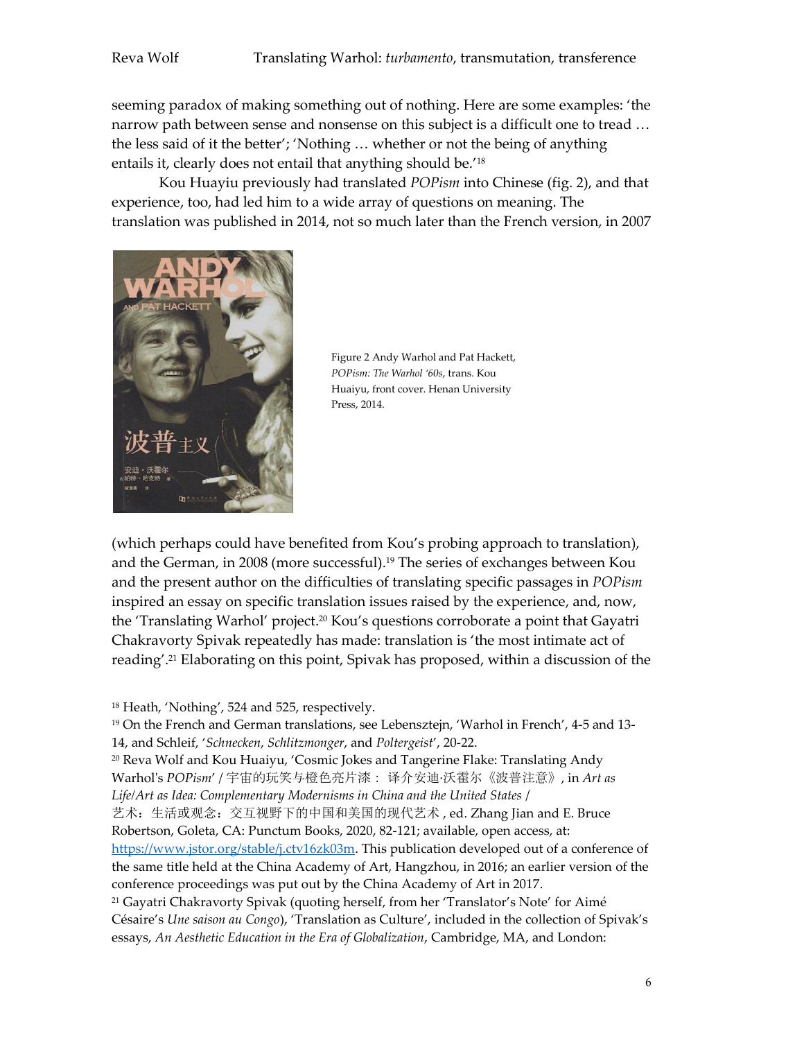seeming paradox of making something out of nothing. Here are some examples: 'the narrow path between sense and nonsense on this subject is a difficult one to tread … the less said of it the better'; 'Nothing … whether or not the being of anything entails it, clearly does not entail that anything should be.'[18]

Kou Huayiu previously had translated *POPism* into Chinese (fig. 2), and that experience, too, had led him to a wide array of questions on meaning. The translation was published in 2014, not so much later than the French version, in 2007

Figure 2 Andy Warhol and Pat Hackett, *POPism: The Warhol '60s*, trans. Kou Huaiyu, front cover. Henan University Press, 2014.

(which perhaps could have benefited from Kou's probing approach to translation), and the German, in 2008 (more successful).[19] The series of exchanges between Kou and the present author on the difficulties of translating specific passages in *POPism* inspired an essay on specific translation issues raised by the experience, and, now, the 'Translating Warhol' project.[20] Kou's questions corroborate a point that Gayatri Chakravorty Spivak repeatedly has made: translation is 'the most intimate act of reading'.[21] Elaborating on this point, Spivak has proposed, within a discussion of the

[18] Heath, 'Nothing', 524 and 525, respectively.

[19] On the French and German translations, see Lebensztejn, 'Warhol in French', 4-5 and 13-14, and Schleif, '*Schnecken*, *Schlitzmonger*, and *Poltergeist*', 20-22.

[20] Reva Wolf and Kou Huaiyu, 'Cosmic Jokes and Tangerine Flake: Translating Andy Warhol's *POPism*' / 宇宙的玩笑与橙色亮片漆： 译介安迪·沃霍尔《波普注意》, in *Art as Life/Art as Idea: Complementary Modernisms in China and the United States* / 艺术：生活或观念：交互视野下的中国和美国的现代艺术 , ed. Zhang Jian and E. Bruce Robertson, Goleta, CA: Punctum Books, 2020, 82-121; available, open access, at: https://www.jstor.org/stable/j.ctv16zk03m. This publication developed out of a conference of the same title held at the China Academy of Art, Hangzhou, in 2016; an earlier version of the conference proceedings was put out by the China Academy of Art in 2017.

[21] Gayatri Chakravorty Spivak (quoting herself, from her 'Translator's Note' for Aimé Césaire's *Une saison au Congo*), 'Translation as Culture', included in the collection of Spivak's essays, *An Aesthetic Education in the Era of Globalization*, Cambridge, MA, and London: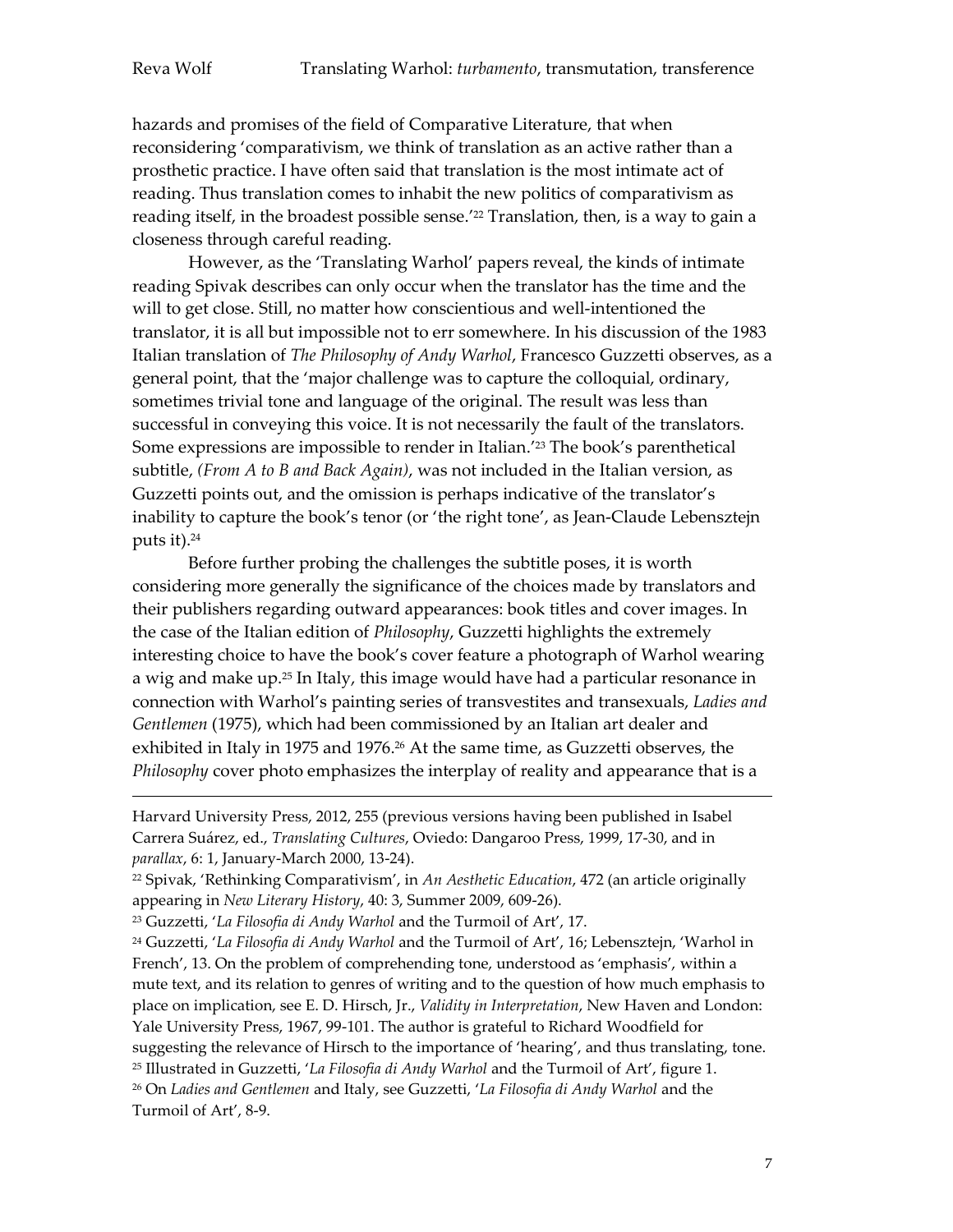hazards and promises of the field of Comparative Literature, that when reconsidering 'comparativism, we think of translation as an active rather than a prosthetic practice. I have often said that translation is the most intimate act of reading. Thus translation comes to inhabit the new politics of comparativism as reading itself, in the broadest possible sense.'[22] Translation, then, is a way to gain a closeness through careful reading.

However, as the 'Translating Warhol' papers reveal, the kinds of intimate reading Spivak describes can only occur when the translator has the time and the will to get close. Still, no matter how conscientious and well-intentioned the translator, it is all but impossible not to err somewhere. In his discussion of the 1983 Italian translation of *The Philosophy of Andy Warhol*, Francesco Guzzetti observes, as a general point, that the 'major challenge was to capture the colloquial, ordinary, sometimes trivial tone and language of the original. The result was less than successful in conveying this voice. It is not necessarily the fault of the translators. Some expressions are impossible to render in Italian.'[23] The book's parenthetical subtitle, *(From A to B and Back Again)*, was not included in the Italian version, as Guzzetti points out, and the omission is perhaps indicative of the translator's inability to capture the book's tenor (or 'the right tone', as Jean-Claude Lebensztejn puts it).[24]

Before further probing the challenges the subtitle poses, it is worth considering more generally the significance of the choices made by translators and their publishers regarding outward appearances: book titles and cover images. In the case of the Italian edition of *Philosophy*, Guzzetti highlights the extremely interesting choice to have the book's cover feature a photograph of Warhol wearing a wig and make up.[25] In Italy, this image would have had a particular resonance in connection with Warhol's painting series of transvestites and transexuals, *Ladies and Gentlemen* (1975), which had been commissioned by an Italian art dealer and exhibited in Italy in 1975 and 1976.[26] At the same time, as Guzzetti observes, the *Philosophy* cover photo emphasizes the interplay of reality and appearance that is a

---

Harvard University Press, 2012, 255 (previous versions having been published in Isabel Carrera Suárez, ed., *Translating Cultures*, Oviedo: Dangaroo Press, 1999, 17-30, and in *parallax*, 6: 1, January-March 2000, 13-24).

[22] Spivak, 'Rethinking Comparativism', in *An Aesthetic Education*, 472 (an article originally appearing in *New Literary History*, 40: 3, Summer 2009, 609-26).

[23] Guzzetti, '*La Filosofia di Andy Warhol* and the Turmoil of Art', 17.

[24] Guzzetti, '*La Filosofia di Andy Warhol* and the Turmoil of Art', 16; Lebensztejn, 'Warhol in French', 13. On the problem of comprehending tone, understood as 'emphasis', within a mute text, and its relation to genres of writing and to the question of how much emphasis to place on implication, see E. D. Hirsch, Jr., *Validity in Interpretation*, New Haven and London: Yale University Press, 1967, 99-101. The author is grateful to Richard Woodfield for suggesting the relevance of Hirsch to the importance of 'hearing', and thus translating, tone.

[25] Illustrated in Guzzetti, '*La Filosofia di Andy Warhol* and the Turmoil of Art', figure 1.

[26] On *Ladies and Gentlemen* and Italy, see Guzzetti, '*La Filosofia di Andy Warhol* and the Turmoil of Art', 8-9.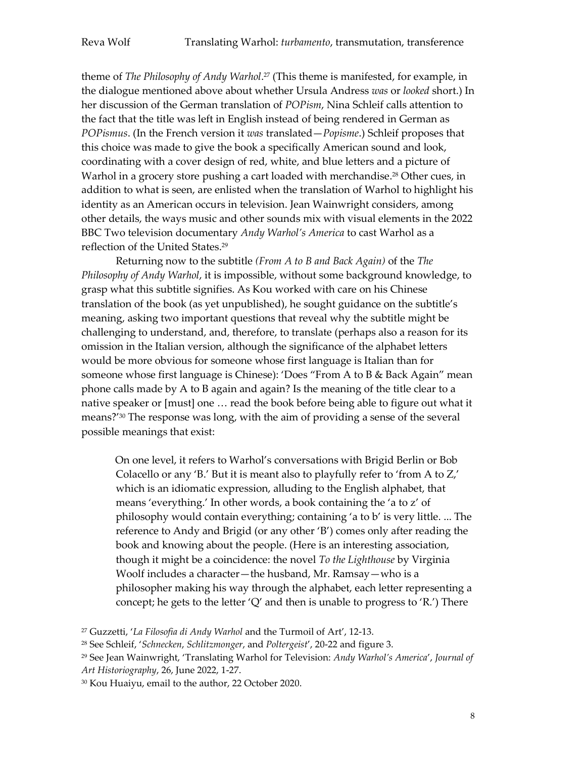theme of *The Philosophy of Andy Warhol*.[27] (This theme is manifested, for example, in the dialogue mentioned above about whether Ursula Andress *was* or *looked* short.) In her discussion of the German translation of *POPism*, Nina Schleif calls attention to the fact that the title was left in English instead of being rendered in German as *POPismus*. (In the French version it *was* translated—*Popisme*.) Schleif proposes that this choice was made to give the book a specifically American sound and look, coordinating with a cover design of red, white, and blue letters and a picture of Warhol in a grocery store pushing a cart loaded with merchandise.[28] Other cues, in addition to what is seen, are enlisted when the translation of Warhol to highlight his identity as an American occurs in television. Jean Wainwright considers, among other details, the ways music and other sounds mix with visual elements in the 2022 BBC Two television documentary *Andy Warhol's America* to cast Warhol as a reflection of the United States.[29]

Returning now to the subtitle *(From A to B and Back Again)* of the *The Philosophy of Andy Warhol*, it is impossible, without some background knowledge, to grasp what this subtitle signifies. As Kou worked with care on his Chinese translation of the book (as yet unpublished), he sought guidance on the subtitle's meaning, asking two important questions that reveal why the subtitle might be challenging to understand, and, therefore, to translate (perhaps also a reason for its omission in the Italian version, although the significance of the alphabet letters would be more obvious for someone whose first language is Italian than for someone whose first language is Chinese): 'Does "From A to B & Back Again" mean phone calls made by A to B again and again? Is the meaning of the title clear to a native speaker or [must] one … read the book before being able to figure out what it means?'[30] The response was long, with the aim of providing a sense of the several possible meanings that exist:

> On one level, it refers to Warhol's conversations with Brigid Berlin or Bob Colacello or any 'B.' But it is meant also to playfully refer to 'from A to Z,' which is an idiomatic expression, alluding to the English alphabet, that means 'everything.' In other words, a book containing the 'a to z' of philosophy would contain everything; containing 'a to b' is very little. ... The reference to Andy and Brigid (or any other 'B') comes only after reading the book and knowing about the people. (Here is an interesting association, though it might be a coincidence: the novel *To the Lighthouse* by Virginia Woolf includes a character—the husband, Mr. Ramsay—who is a philosopher making his way through the alphabet, each letter representing a concept; he gets to the letter 'Q' and then is unable to progress to 'R.') There

[27] Guzzetti, '*La Filosofia di Andy Warhol* and the Turmoil of Art', 12-13.

[28] See Schleif, '*Schnecken*, *Schlitzmonger*, and *Poltergeist*', 20-22 and figure 3.

[29] See Jean Wainwright, 'Translating Warhol for Television: *Andy Warhol's America*', *Journal of Art Historiography*, 26, June 2022, 1-27.

[30] Kou Huaiyu, email to the author, 22 October 2020.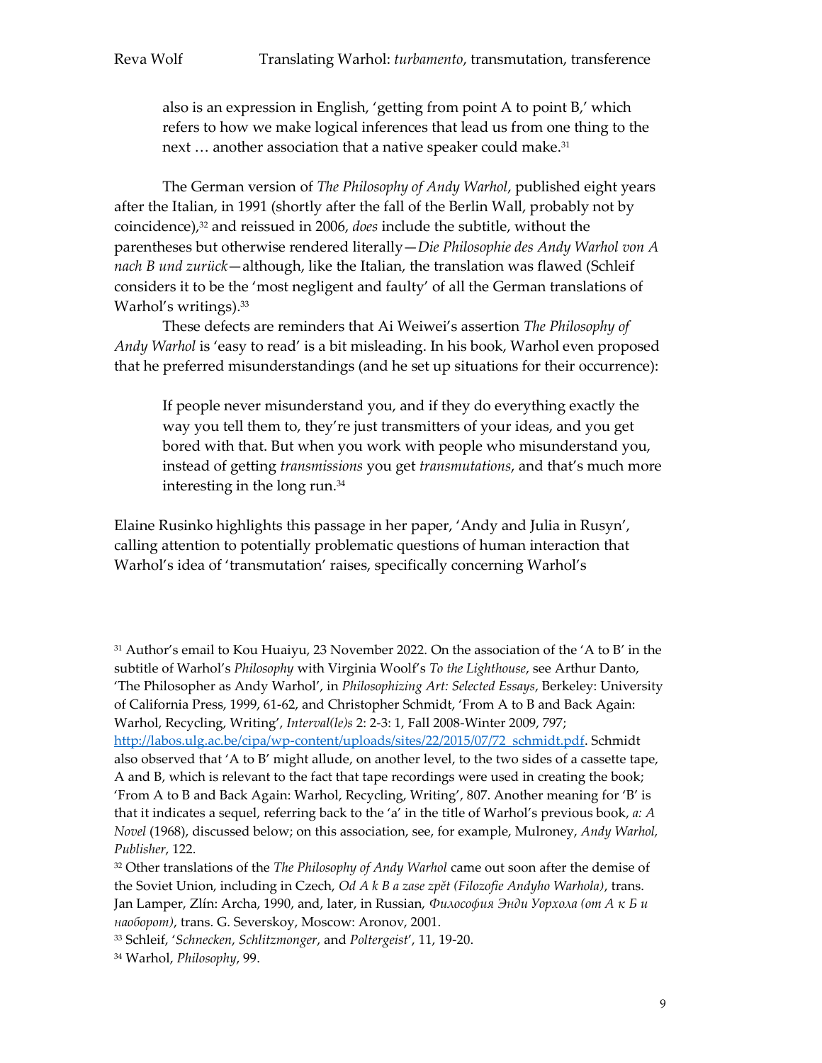> also is an expression in English, 'getting from point A to point B,' which refers to how we make logical inferences that lead us from one thing to the next … another association that a native speaker could make.[31]

The German version of *The Philosophy of Andy Warhol*, published eight years after the Italian, in 1991 (shortly after the fall of the Berlin Wall, probably not by coincidence),[32] and reissued in 2006, *does* include the subtitle, without the parentheses but otherwise rendered literally—*Die Philosophie des Andy Warhol von A nach B und zurück*—although, like the Italian, the translation was flawed (Schleif considers it to be the 'most negligent and faulty' of all the German translations of Warhol's writings).[33]

These defects are reminders that Ai Weiwei's assertion *The Philosophy of Andy Warhol* is 'easy to read' is a bit misleading. In his book, Warhol even proposed that he preferred misunderstandings (and he set up situations for their occurrence):

> If people never misunderstand you, and if they do everything exactly the way you tell them to, they're just transmitters of your ideas, and you get bored with that. But when you work with people who misunderstand you, instead of getting *transmissions* you get *transmutations*, and that's much more interesting in the long run.[34]

Elaine Rusinko highlights this passage in her paper, 'Andy and Julia in Rusyn', calling attention to potentially problematic questions of human interaction that Warhol's idea of 'transmutation' raises, specifically concerning Warhol's

---

[31] Author's email to Kou Huaiyu, 23 November 2022. On the association of the 'A to B' in the subtitle of Warhol's *Philosophy* with Virginia Woolf's *To the Lighthouse*, see Arthur Danto, 'The Philosopher as Andy Warhol', in *Philosophizing Art: Selected Essays*, Berkeley: University of California Press, 1999, 61-62, and Christopher Schmidt, 'From A to B and Back Again: Warhol, Recycling, Writing', *Interval(le)s* 2: 2-3: 1, Fall 2008-Winter 2009, 797; http://labos.ulg.ac.be/cipa/wp-content/uploads/sites/22/2015/07/72_schmidt.pdf. Schmidt also observed that 'A to B' might allude, on another level, to the two sides of a cassette tape, A and B, which is relevant to the fact that tape recordings were used in creating the book; 'From A to B and Back Again: Warhol, Recycling, Writing', 807. Another meaning for 'B' is that it indicates a sequel, referring back to the 'a' in the title of Warhol's previous book, *a: A Novel* (1968), discussed below; on this association, see, for example, Mulroney, *Andy Warhol, Publisher*, 122.

[32] Other translations of the *The Philosophy of Andy Warhol* came out soon after the demise of the Soviet Union, including in Czech, *Od A k B a zase zpět (Filozofie Andyho Warhola)*, trans. Jan Lamper, Zlín: Archa, 1990, and, later, in Russian, *Философия Энди Уорхола (от А к Б и наоборот)*, trans. G. Severskoy, Moscow: Aronov, 2001.

[33] Schleif, '*Schnecken*, *Schlitzmonger*, and *Poltergeist*', 11, 19-20.

[34] Warhol, *Philosophy*, 99.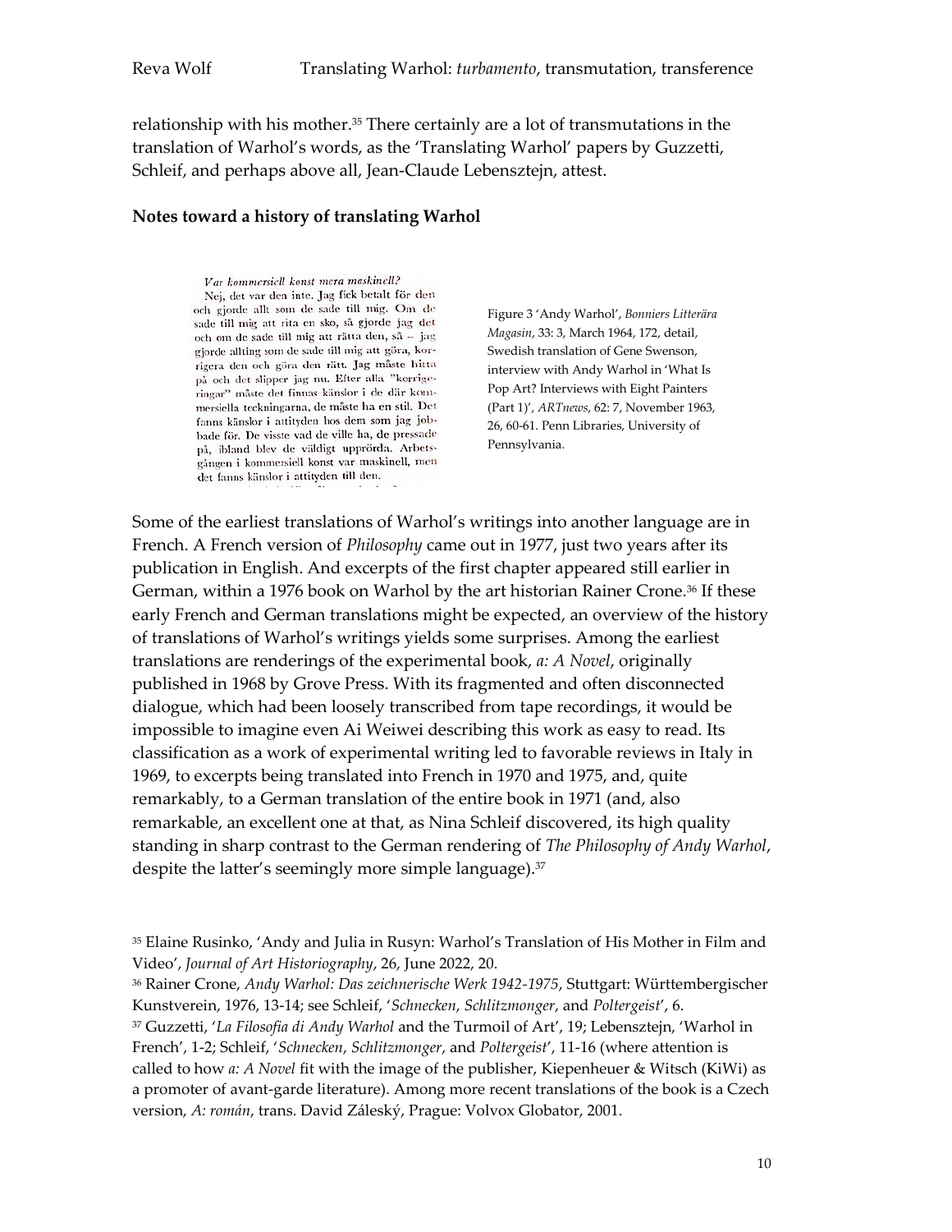relationship with his mother.[35] There certainly are a lot of transmutations in the translation of Warhol's words, as the 'Translating Warhol' papers by Guzzetti, Schleif, and perhaps above all, Jean-Claude Lebensztejn, attest.

## Notes toward a history of translating Warhol

*Var kommersiell konst mera maskinell?*
Nej, det var den inte. Jag fick betalt för den och gjorde allt som de sade till mig. Om de sade till mig att rita en sko, så gjorde jag det och om de sade till mig att rätta den, så – jag gjorde allting som de sade till mig att göra, korrigera den och göra den rätt. Jag måste hitta på och det slipper jag nu. Efter alla "korrigeringar" måste det finnas känslor i de där kommersiella teckningarna, de måste ha en stil. Det fanns känslor i attityden hos dem som jag jobbade för. De visste vad de ville ha, de pressade på, ibland blev de väldigt upprörda. Arbetsgången i kommersiell konst var maskinell, men det fanns känslor i attityden till den.

Figure 3 'Andy Warhol', *Bonniers Litterära Magasin*, 33: 3, March 1964, 172, detail, Swedish translation of Gene Swenson, interview with Andy Warhol in 'What Is Pop Art? Interviews with Eight Painters (Part 1)', *ARTnews*, 62: 7, November 1963, 26, 60-61. Penn Libraries, University of Pennsylvania.

Some of the earliest translations of Warhol's writings into another language are in French. A French version of *Philosophy* came out in 1977, just two years after its publication in English. And excerpts of the first chapter appeared still earlier in German, within a 1976 book on Warhol by the art historian Rainer Crone.[36] If these early French and German translations might be expected, an overview of the history of translations of Warhol's writings yields some surprises. Among the earliest translations are renderings of the experimental book, *a: A Novel*, originally published in 1968 by Grove Press. With its fragmented and often disconnected dialogue, which had been loosely transcribed from tape recordings, it would be impossible to imagine even Ai Weiwei describing this work as easy to read. Its classification as a work of experimental writing led to favorable reviews in Italy in 1969, to excerpts being translated into French in 1970 and 1975, and, quite remarkably, to a German translation of the entire book in 1971 (and, also remarkable, an excellent one at that, as Nina Schleif discovered, its high quality standing in sharp contrast to the German rendering of *The Philosophy of Andy Warhol*, despite the latter's seemingly more simple language).[37]

[35] Elaine Rusinko, 'Andy and Julia in Rusyn: Warhol's Translation of His Mother in Film and Video', *Journal of Art Historiography*, 26, June 2022, 20.

[36] Rainer Crone, *Andy Warhol: Das zeichnerische Werk 1942-1975*, Stuttgart: Württembergischer Kunstverein, 1976, 13-14; see Schleif, '*Schnecken*, *Schlitzmonger*, and *Poltergeist*', 6.

[37] Guzzetti, '*La Filosofia di Andy Warhol* and the Turmoil of Art', 19; Lebensztejn, 'Warhol in French', 1-2; Schleif, '*Schnecken*, *Schlitzmonger*, and *Poltergeist*', 11-16 (where attention is called to how *a: A Novel* fit with the image of the publisher, Kiepenheuer & Witsch (KiWi) as a promoter of avant-garde literature). Among more recent translations of the book is a Czech version, *A: román*, trans. David Záleský, Prague: Volvox Globator, 2001.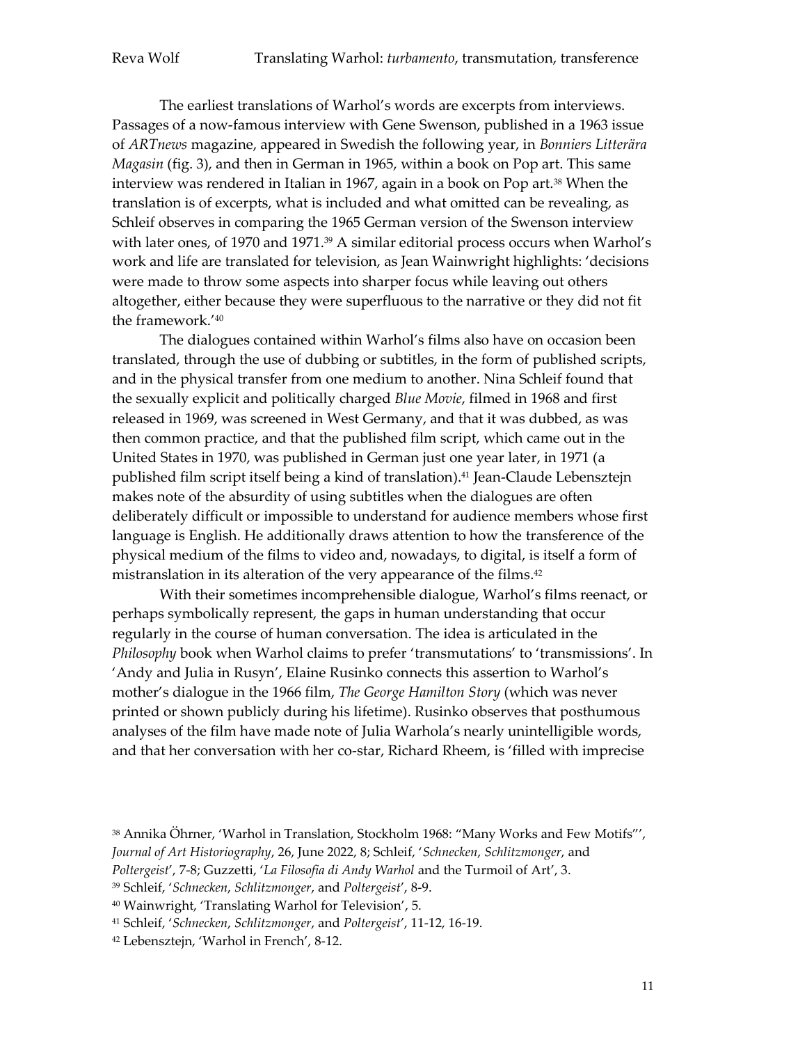The earliest translations of Warhol's words are excerpts from interviews. Passages of a now-famous interview with Gene Swenson, published in a 1963 issue of *ARTnews* magazine, appeared in Swedish the following year, in *Bonniers Litterära Magasin* (fig. 3), and then in German in 1965, within a book on Pop art. This same interview was rendered in Italian in 1967, again in a book on Pop art.[38] When the translation is of excerpts, what is included and what omitted can be revealing, as Schleif observes in comparing the 1965 German version of the Swenson interview with later ones, of 1970 and 1971.[39] A similar editorial process occurs when Warhol's work and life are translated for television, as Jean Wainwright highlights: 'decisions were made to throw some aspects into sharper focus while leaving out others altogether, either because they were superfluous to the narrative or they did not fit the framework.'[40]

The dialogues contained within Warhol's films also have on occasion been translated, through the use of dubbing or subtitles, in the form of published scripts, and in the physical transfer from one medium to another. Nina Schleif found that the sexually explicit and politically charged *Blue Movie*, filmed in 1968 and first released in 1969, was screened in West Germany, and that it was dubbed, as was then common practice, and that the published film script, which came out in the United States in 1970, was published in German just one year later, in 1971 (a published film script itself being a kind of translation).[41] Jean-Claude Lebensztejn makes note of the absurdity of using subtitles when the dialogues are often deliberately difficult or impossible to understand for audience members whose first language is English. He additionally draws attention to how the transference of the physical medium of the films to video and, nowadays, to digital, is itself a form of mistranslation in its alteration of the very appearance of the films.[42]

With their sometimes incomprehensible dialogue, Warhol's films reenact, or perhaps symbolically represent, the gaps in human understanding that occur regularly in the course of human conversation. The idea is articulated in the *Philosophy* book when Warhol claims to prefer 'transmutations' to 'transmissions'. In 'Andy and Julia in Rusyn', Elaine Rusinko connects this assertion to Warhol's mother's dialogue in the 1966 film, *The George Hamilton Story* (which was never printed or shown publicly during his lifetime). Rusinko observes that posthumous analyses of the film have made note of Julia Warhola's nearly unintelligible words, and that her conversation with her co-star, Richard Rheem, is 'filled with imprecise

[38] Annika Öhrner, 'Warhol in Translation, Stockholm 1968: "Many Works and Few Motifs"', *Journal of Art Historiography*, 26, June 2022, 8; Schleif, '*Schnecken*, *Schlitzmonger*, and *Poltergeist*', 7-8; Guzzetti, '*La Filosofia di Andy Warhol* and the Turmoil of Art', 3.

[39] Schleif, '*Schnecken*, *Schlitzmonger*, and *Poltergeist*', 8-9.

[40] Wainwright, 'Translating Warhol for Television', 5.

[41] Schleif, '*Schnecken*, *Schlitzmonger*, and *Poltergeist*', 11-12, 16-19.

[42] Lebensztejn, 'Warhol in French', 8-12.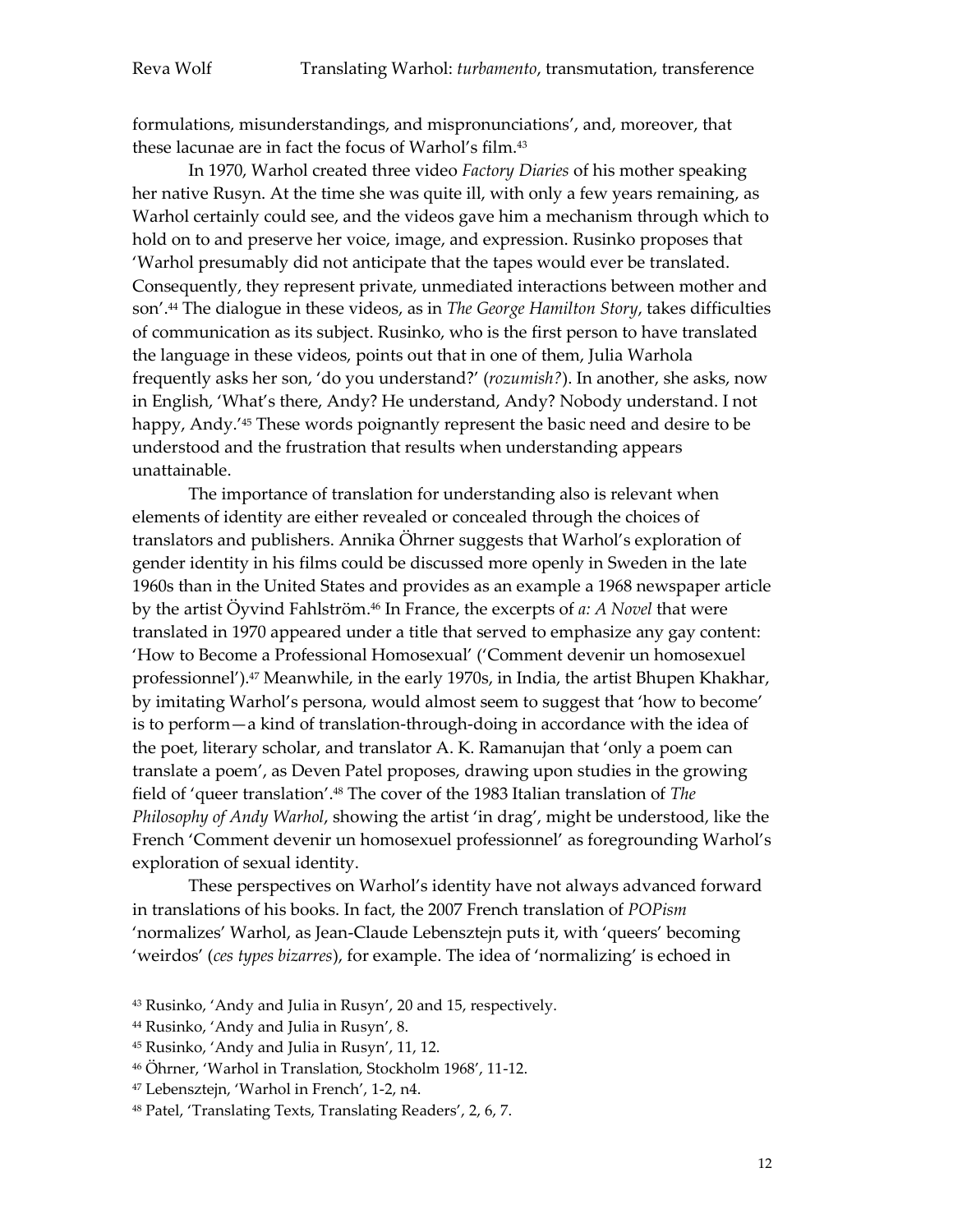formulations, misunderstandings, and mispronunciations', and, moreover, that these lacunae are in fact the focus of Warhol's film.[43]

In 1970, Warhol created three video *Factory Diaries* of his mother speaking her native Rusyn. At the time she was quite ill, with only a few years remaining, as Warhol certainly could see, and the videos gave him a mechanism through which to hold on to and preserve her voice, image, and expression. Rusinko proposes that 'Warhol presumably did not anticipate that the tapes would ever be translated. Consequently, they represent private, unmediated interactions between mother and son'.[44] The dialogue in these videos, as in *The George Hamilton Story*, takes difficulties of communication as its subject. Rusinko, who is the first person to have translated the language in these videos, points out that in one of them, Julia Warhola frequently asks her son, 'do you understand?' (*rozumish?*). In another, she asks, now in English, 'What's there, Andy? He understand, Andy? Nobody understand. I not happy, Andy.'[45] These words poignantly represent the basic need and desire to be understood and the frustration that results when understanding appears unattainable.

The importance of translation for understanding also is relevant when elements of identity are either revealed or concealed through the choices of translators and publishers. Annika Öhrner suggests that Warhol's exploration of gender identity in his films could be discussed more openly in Sweden in the late 1960s than in the United States and provides as an example a 1968 newspaper article by the artist Öyvind Fahlström.[46] In France, the excerpts of *a: A Novel* that were translated in 1970 appeared under a title that served to emphasize any gay content: 'How to Become a Professional Homosexual' ('Comment devenir un homosexuel professionnel').[47] Meanwhile, in the early 1970s, in India, the artist Bhupen Khakhar, by imitating Warhol's persona, would almost seem to suggest that 'how to become' is to perform—a kind of translation-through-doing in accordance with the idea of the poet, literary scholar, and translator A. K. Ramanujan that 'only a poem can translate a poem', as Deven Patel proposes, drawing upon studies in the growing field of 'queer translation'.[48] The cover of the 1983 Italian translation of *The Philosophy of Andy Warhol*, showing the artist 'in drag', might be understood, like the French 'Comment devenir un homosexuel professionnel' as foregrounding Warhol's exploration of sexual identity.

These perspectives on Warhol's identity have not always advanced forward in translations of his books. In fact, the 2007 French translation of *POPism* 'normalizes' Warhol, as Jean-Claude Lebensztejn puts it, with 'queers' becoming 'weirdos' (*ces types bizarres*), for example. The idea of 'normalizing' is echoed in

[43] Rusinko, 'Andy and Julia in Rusyn', 20 and 15, respectively.

[44] Rusinko, 'Andy and Julia in Rusyn', 8.

[45] Rusinko, 'Andy and Julia in Rusyn', 11, 12.

[46] Öhrner, 'Warhol in Translation, Stockholm 1968', 11-12.

[47] Lebensztejn, 'Warhol in French', 1-2, n4.

[48] Patel, 'Translating Texts, Translating Readers', 2, 6, 7.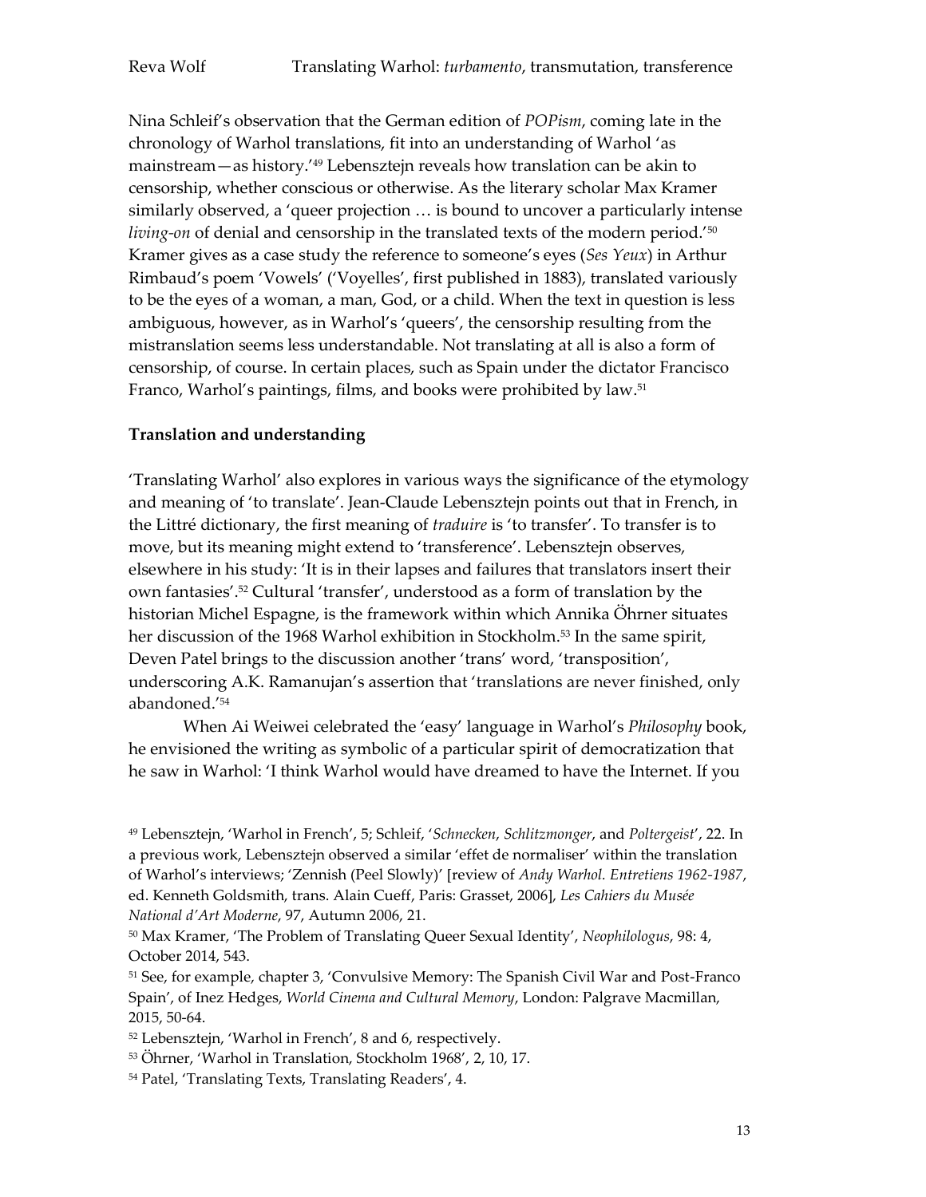Nina Schleif's observation that the German edition of *POPism*, coming late in the chronology of Warhol translations, fit into an understanding of Warhol 'as mainstream—as history.'[49] Lebensztejn reveals how translation can be akin to censorship, whether conscious or otherwise. As the literary scholar Max Kramer similarly observed, a 'queer projection … is bound to uncover a particularly intense *living-on* of denial and censorship in the translated texts of the modern period.'[50] Kramer gives as a case study the reference to someone's eyes (*Ses Yeux*) in Arthur Rimbaud's poem 'Vowels' ('Voyelles', first published in 1883), translated variously to be the eyes of a woman, a man, God, or a child. When the text in question is less ambiguous, however, as in Warhol's 'queers', the censorship resulting from the mistranslation seems less understandable. Not translating at all is also a form of censorship, of course. In certain places, such as Spain under the dictator Francisco Franco, Warhol's paintings, films, and books were prohibited by law.[51]

**Translation and understanding**

'Translating Warhol' also explores in various ways the significance of the etymology and meaning of 'to translate'. Jean-Claude Lebensztejn points out that in French, in the Littré dictionary, the first meaning of *traduire* is 'to transfer'. To transfer is to move, but its meaning might extend to 'transference'. Lebensztejn observes, elsewhere in his study: 'It is in their lapses and failures that translators insert their own fantasies'.[52] Cultural 'transfer', understood as a form of translation by the historian Michel Espagne, is the framework within which Annika Öhrner situates her discussion of the 1968 Warhol exhibition in Stockholm.[53] In the same spirit, Deven Patel brings to the discussion another 'trans' word, 'transposition', underscoring A.K. Ramanujan's assertion that 'translations are never finished, only abandoned.'[54]

When Ai Weiwei celebrated the 'easy' language in Warhol's *Philosophy* book, he envisioned the writing as symbolic of a particular spirit of democratization that he saw in Warhol: 'I think Warhol would have dreamed to have the Internet. If you

[49] Lebensztejn, 'Warhol in French', 5; Schleif, '*Schnecken*, *Schlitzmonger*, and *Poltergeist*', 22. In a previous work, Lebensztejn observed a similar 'effet de normaliser' within the translation of Warhol's interviews; 'Zennish (Peel Slowly)' [review of *Andy Warhol. Entretiens 1962-1987*, ed. Kenneth Goldsmith, trans. Alain Cueff, Paris: Grasset, 2006], *Les Cahiers du Musée National d'Art Moderne*, 97, Autumn 2006, 21.

[50] Max Kramer, 'The Problem of Translating Queer Sexual Identity', *Neophilologus*, 98: 4, October 2014, 543.

[51] See, for example, chapter 3, 'Convulsive Memory: The Spanish Civil War and Post-Franco Spain', of Inez Hedges, *World Cinema and Cultural Memory*, London: Palgrave Macmillan, 2015, 50-64.

[52] Lebensztejn, 'Warhol in French', 8 and 6, respectively.

[53] Öhrner, 'Warhol in Translation, Stockholm 1968', 2, 10, 17.

[54] Patel, 'Translating Texts, Translating Readers', 4.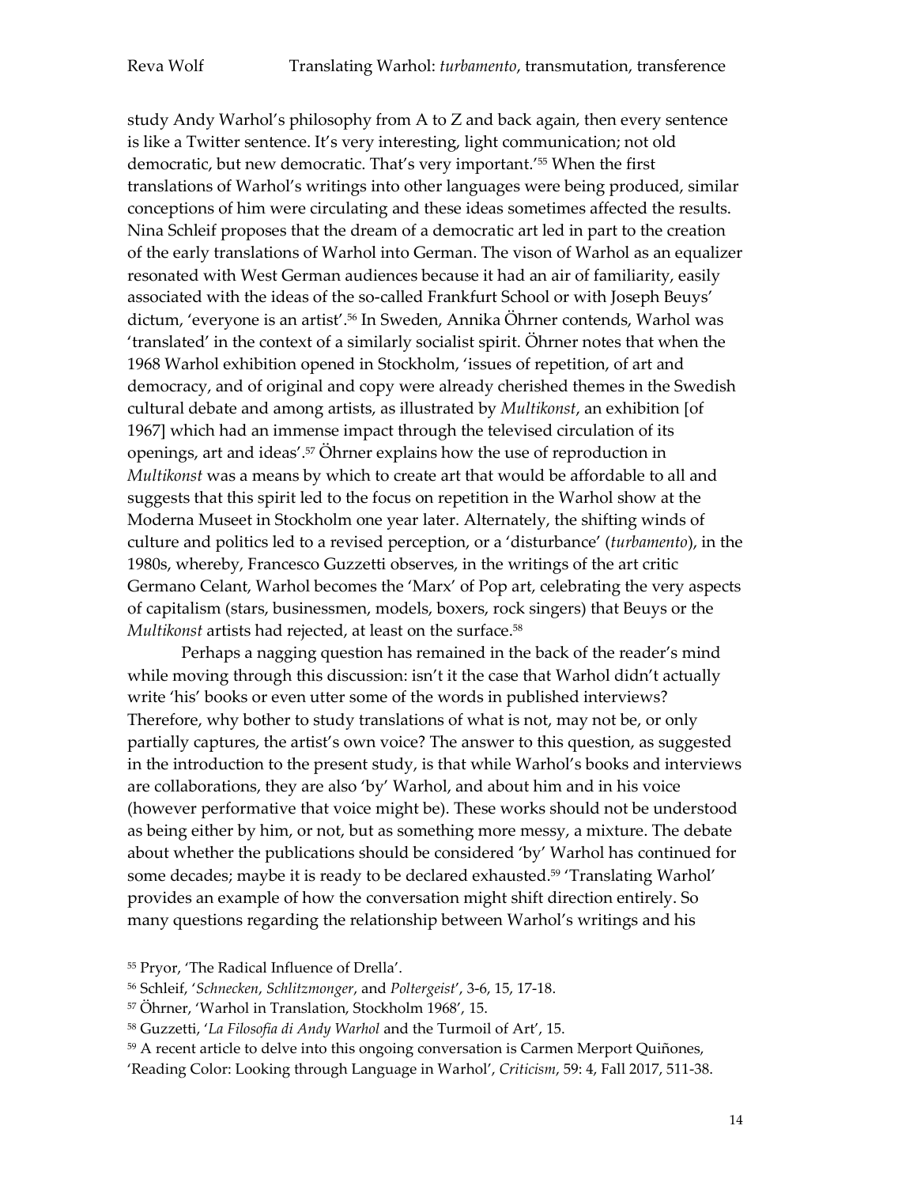study Andy Warhol's philosophy from A to Z and back again, then every sentence is like a Twitter sentence. It's very interesting, light communication; not old democratic, but new democratic. That's very important.'[55] When the first translations of Warhol's writings into other languages were being produced, similar conceptions of him were circulating and these ideas sometimes affected the results. Nina Schleif proposes that the dream of a democratic art led in part to the creation of the early translations of Warhol into German. The vison of Warhol as an equalizer resonated with West German audiences because it had an air of familiarity, easily associated with the ideas of the so-called Frankfurt School or with Joseph Beuys' dictum, 'everyone is an artist'.[56] In Sweden, Annika Öhrner contends, Warhol was 'translated' in the context of a similarly socialist spirit. Öhrner notes that when the 1968 Warhol exhibition opened in Stockholm, 'issues of repetition, of art and democracy, and of original and copy were already cherished themes in the Swedish cultural debate and among artists, as illustrated by *Multikonst*, an exhibition [of 1967] which had an immense impact through the televised circulation of its openings, art and ideas'.[57] Öhrner explains how the use of reproduction in *Multikonst* was a means by which to create art that would be affordable to all and suggests that this spirit led to the focus on repetition in the Warhol show at the Moderna Museet in Stockholm one year later. Alternately, the shifting winds of culture and politics led to a revised perception, or a 'disturbance' (*turbamento*), in the 1980s, whereby, Francesco Guzzetti observes, in the writings of the art critic Germano Celant, Warhol becomes the 'Marx' of Pop art, celebrating the very aspects of capitalism (stars, businessmen, models, boxers, rock singers) that Beuys or the *Multikonst* artists had rejected, at least on the surface.[58]

Perhaps a nagging question has remained in the back of the reader's mind while moving through this discussion: isn't it the case that Warhol didn't actually write 'his' books or even utter some of the words in published interviews? Therefore, why bother to study translations of what is not, may not be, or only partially captures, the artist's own voice? The answer to this question, as suggested in the introduction to the present study, is that while Warhol's books and interviews are collaborations, they are also 'by' Warhol, and about him and in his voice (however performative that voice might be). These works should not be understood as being either by him, or not, but as something more messy, a mixture. The debate about whether the publications should be considered 'by' Warhol has continued for some decades; maybe it is ready to be declared exhausted.[59] 'Translating Warhol' provides an example of how the conversation might shift direction entirely. So many questions regarding the relationship between Warhol's writings and his

[55] Pryor, 'The Radical Influence of Drella'.

[56] Schleif, '*Schnecken*, *Schlitzmonger*, and *Poltergeist*', 3-6, 15, 17-18.

[57] Öhrner, 'Warhol in Translation, Stockholm 1968', 15.

[58] Guzzetti, '*La Filosofia di Andy Warhol* and the Turmoil of Art', 15.

[59] A recent article to delve into this ongoing conversation is Carmen Merport Quiñones, 'Reading Color: Looking through Language in Warhol', *Criticism*, 59: 4, Fall 2017, 511-38.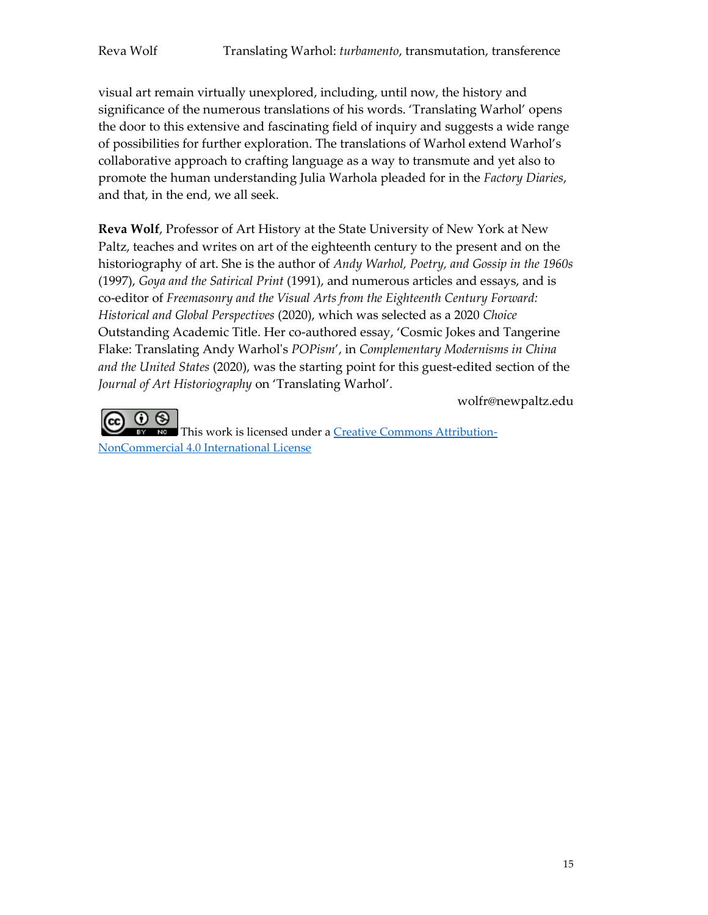visual art remain virtually unexplored, including, until now, the history and significance of the numerous translations of his words. 'Translating Warhol' opens the door to this extensive and fascinating field of inquiry and suggests a wide range of possibilities for further exploration. The translations of Warhol extend Warhol's collaborative approach to crafting language as a way to transmute and yet also to promote the human understanding Julia Warhola pleaded for in the *Factory Diaries*, and that, in the end, we all seek.

**Reva Wolf**, Professor of Art History at the State University of New York at New Paltz, teaches and writes on art of the eighteenth century to the present and on the historiography of art. She is the author of *Andy Warhol, Poetry, and Gossip in the 1960s* (1997), *Goya and the Satirical Print* (1991), and numerous articles and essays, and is co-editor of *Freemasonry and the Visual Arts from the Eighteenth Century Forward: Historical and Global Perspectives* (2020), which was selected as a 2020 *Choice* Outstanding Academic Title. Her co-authored essay, 'Cosmic Jokes and Tangerine Flake: Translating Andy Warhol's *POPism*', in *Complementary Modernisms in China and the United States* (2020), was the starting point for this guest-edited section of the *Journal of Art Historiography* on 'Translating Warhol'.

wolfr@newpaltz.edu

This work is licensed under a Creative Commons Attribution-NonCommercial 4.0 International License